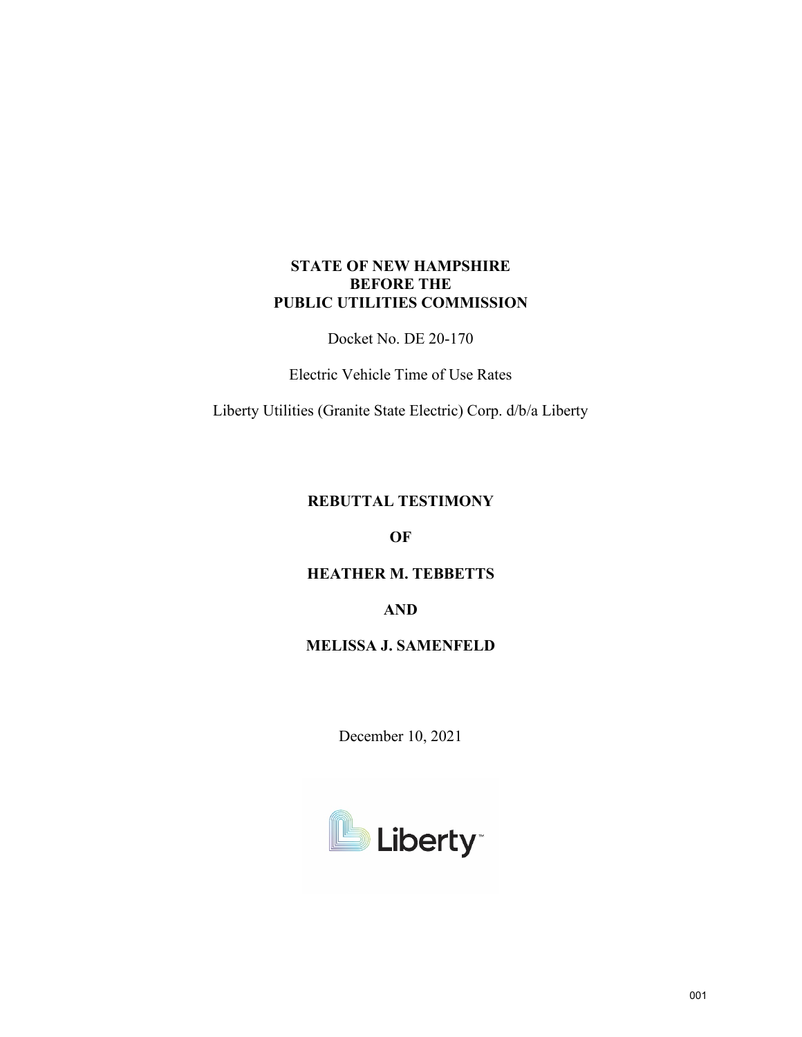**STATE OF NEW HAMPSHIRE**
**BEFORE THE**
**PUBLIC UTILITIES COMMISSION**

Docket No. DE 20-170

Electric Vehicle Time of Use Rates

Liberty Utilities (Granite State Electric) Corp. d/b/a Liberty

**REBUTTAL TESTIMONY**

**OF**

**HEATHER M. TEBBETTS**

**AND**

**MELISSA J. SAMENFELD**

December 10, 2021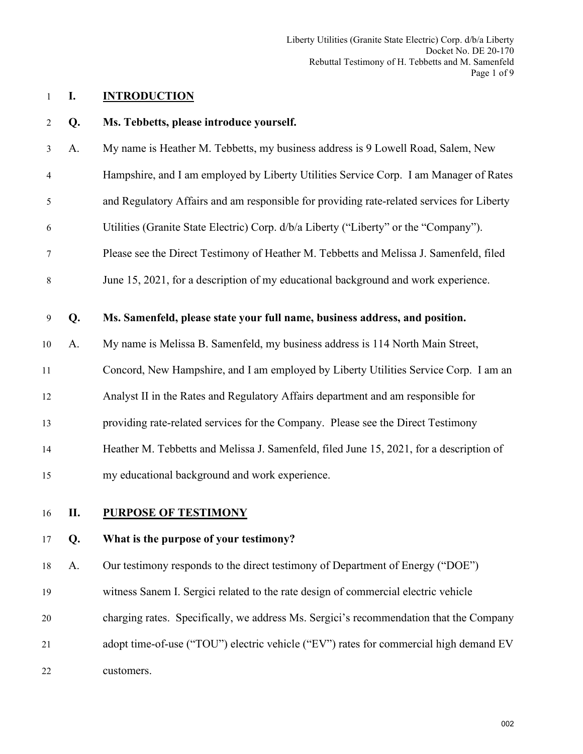## I. INTRODUCTION

**Q. Ms. Tebbetts, please introduce yourself.**

A. My name is Heather M. Tebbetts, my business address is 9 Lowell Road, Salem, New Hampshire, and I am employed by Liberty Utilities Service Corp. I am Manager of Rates and Regulatory Affairs and am responsible for providing rate-related services for Liberty Utilities (Granite State Electric) Corp. d/b/a Liberty ("Liberty" or the "Company"). Please see the Direct Testimony of Heather M. Tebbetts and Melissa J. Samenfeld, filed June 15, 2021, for a description of my educational background and work experience.

**Q. Ms. Samenfeld, please state your full name, business address, and position.**

A. My name is Melissa B. Samenfeld, my business address is 114 North Main Street, Concord, New Hampshire, and I am employed by Liberty Utilities Service Corp. I am an Analyst II in the Rates and Regulatory Affairs department and am responsible for providing rate-related services for the Company. Please see the Direct Testimony Heather M. Tebbetts and Melissa J. Samenfeld, filed June 15, 2021, for a description of my educational background and work experience.

## II. PURPOSE OF TESTIMONY

**Q. What is the purpose of your testimony?**

A. Our testimony responds to the direct testimony of Department of Energy ("DOE") witness Sanem I. Sergici related to the rate design of commercial electric vehicle charging rates. Specifically, we address Ms. Sergici's recommendation that the Company adopt time-of-use ("TOU") electric vehicle ("EV") rates for commercial high demand EV customers.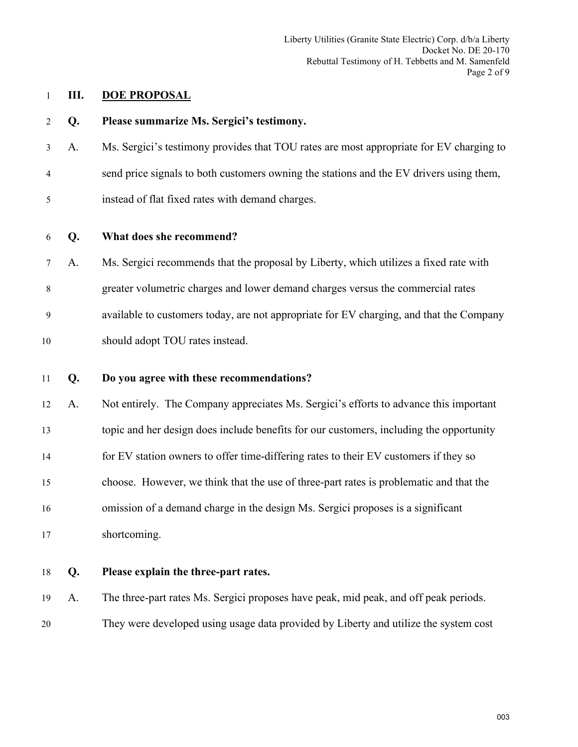## III. DOE PROPOSAL

**Q. Please summarize Ms. Sergici's testimony.**

A. Ms. Sergici's testimony provides that TOU rates are most appropriate for EV charging to send price signals to both customers owning the stations and the EV drivers using them, instead of flat fixed rates with demand charges.

**Q. What does she recommend?**

A. Ms. Sergici recommends that the proposal by Liberty, which utilizes a fixed rate with greater volumetric charges and lower demand charges versus the commercial rates available to customers today, are not appropriate for EV charging, and that the Company should adopt TOU rates instead.

**Q. Do you agree with these recommendations?**

A. Not entirely. The Company appreciates Ms. Sergici's efforts to advance this important topic and her design does include benefits for our customers, including the opportunity for EV station owners to offer time-differing rates to their EV customers if they so choose. However, we think that the use of three-part rates is problematic and that the omission of a demand charge in the design Ms. Sergici proposes is a significant shortcoming.

**Q. Please explain the three-part rates.**

A. The three-part rates Ms. Sergici proposes have peak, mid peak, and off peak periods. They were developed using usage data provided by Liberty and utilize the system cost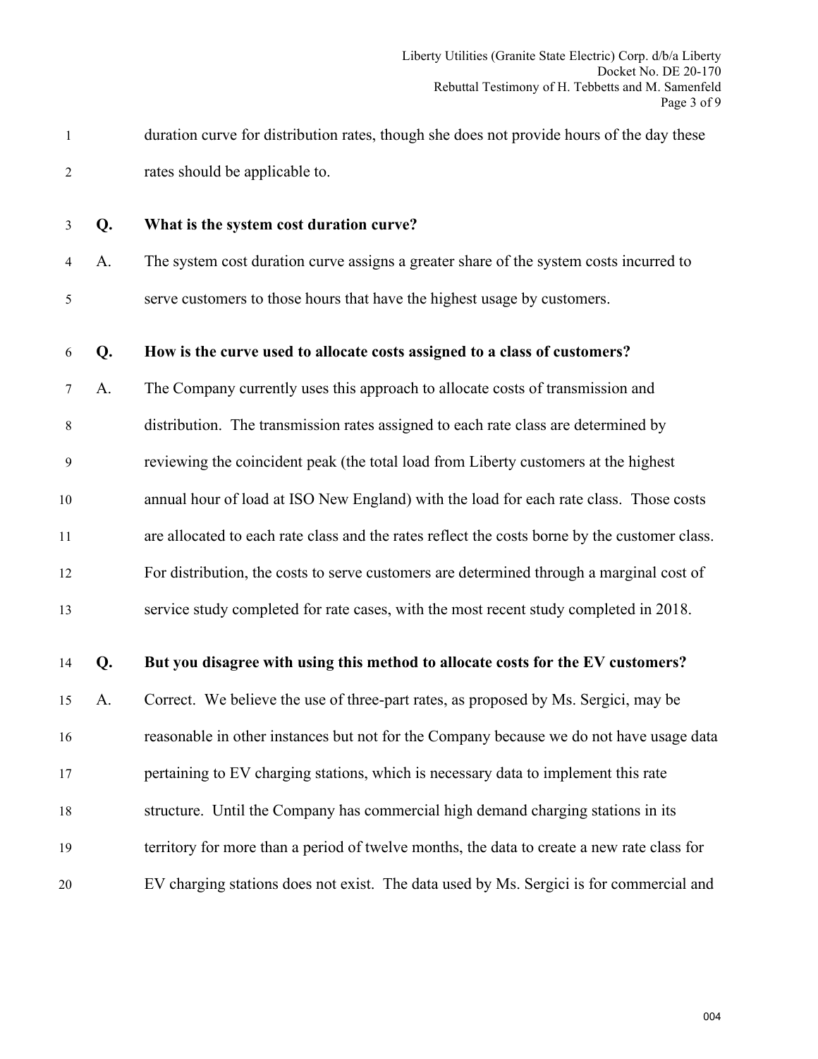duration curve for distribution rates, though she does not provide hours of the day these rates should be applicable to.

**Q. What is the system cost duration curve?**

A. The system cost duration curve assigns a greater share of the system costs incurred to serve customers to those hours that have the highest usage by customers.

**Q. How is the curve used to allocate costs assigned to a class of customers?**

A. The Company currently uses this approach to allocate costs of transmission and distribution. The transmission rates assigned to each rate class are determined by reviewing the coincident peak (the total load from Liberty customers at the highest annual hour of load at ISO New England) with the load for each rate class. Those costs are allocated to each rate class and the rates reflect the costs borne by the customer class. For distribution, the costs to serve customers are determined through a marginal cost of service study completed for rate cases, with the most recent study completed in 2018.

**Q. But you disagree with using this method to allocate costs for the EV customers?**

A. Correct. We believe the use of three-part rates, as proposed by Ms. Sergici, may be reasonable in other instances but not for the Company because we do not have usage data pertaining to EV charging stations, which is necessary data to implement this rate structure. Until the Company has commercial high demand charging stations in its territory for more than a period of twelve months, the data to create a new rate class for EV charging stations does not exist. The data used by Ms. Sergici is for commercial and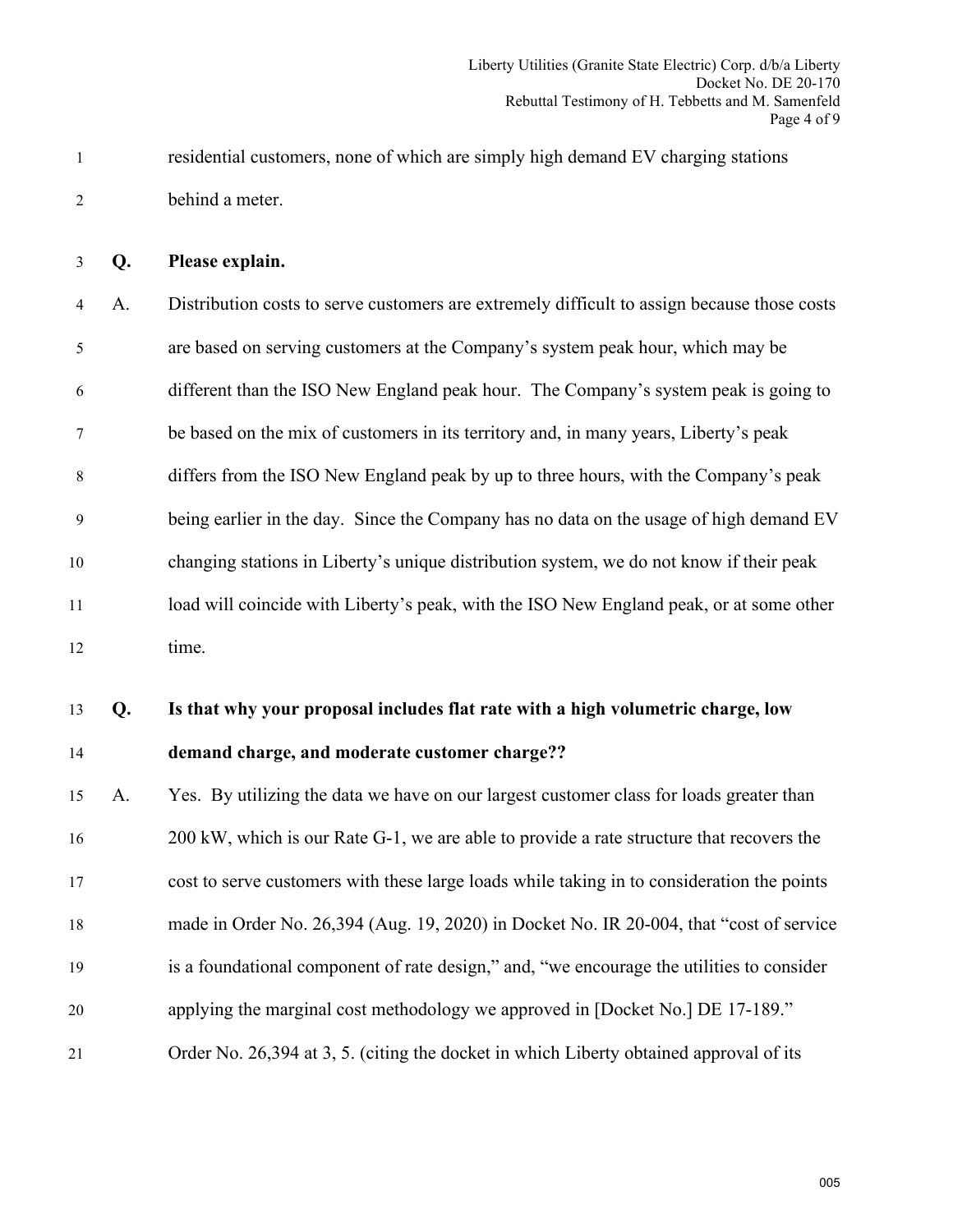residential customers, none of which are simply high demand EV charging stations behind a meter.

**Q. Please explain.**

A. Distribution costs to serve customers are extremely difficult to assign because those costs are based on serving customers at the Company's system peak hour, which may be different than the ISO New England peak hour. The Company's system peak is going to be based on the mix of customers in its territory and, in many years, Liberty's peak differs from the ISO New England peak by up to three hours, with the Company's peak being earlier in the day. Since the Company has no data on the usage of high demand EV changing stations in Liberty's unique distribution system, we do not know if their peak load will coincide with Liberty's peak, with the ISO New England peak, or at some other time.

**Q. Is that why your proposal includes flat rate with a high volumetric charge, low demand charge, and moderate customer charge??**

A. Yes. By utilizing the data we have on our largest customer class for loads greater than 200 kW, which is our Rate G-1, we are able to provide a rate structure that recovers the cost to serve customers with these large loads while taking in to consideration the points made in Order No. 26,394 (Aug. 19, 2020) in Docket No. IR 20-004, that "cost of service is a foundational component of rate design," and, "we encourage the utilities to consider applying the marginal cost methodology we approved in [Docket No.] DE 17-189." Order No. 26,394 at 3, 5. (citing the docket in which Liberty obtained approval of its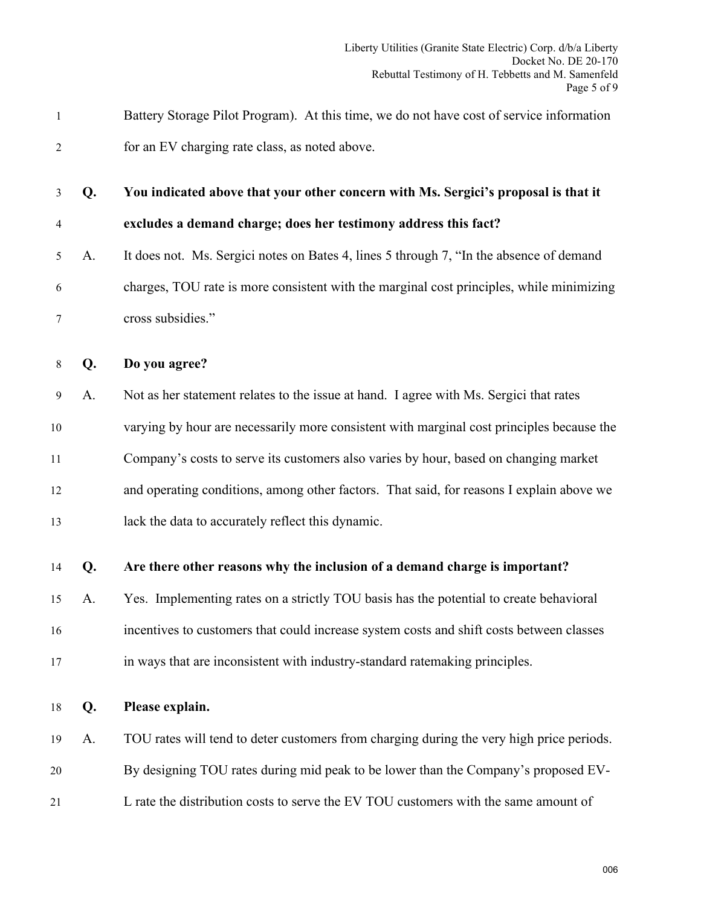Battery Storage Pilot Program). At this time, we do not have cost of service information for an EV charging rate class, as noted above.

**Q. You indicated above that your other concern with Ms. Sergici's proposal is that it excludes a demand charge; does her testimony address this fact?**

A. It does not. Ms. Sergici notes on Bates 4, lines 5 through 7, "In the absence of demand charges, TOU rate is more consistent with the marginal cost principles, while minimizing cross subsidies."

**Q. Do you agree?**

A. Not as her statement relates to the issue at hand. I agree with Ms. Sergici that rates varying by hour are necessarily more consistent with marginal cost principles because the Company's costs to serve its customers also varies by hour, based on changing market and operating conditions, among other factors. That said, for reasons I explain above we lack the data to accurately reflect this dynamic.

**Q. Are there other reasons why the inclusion of a demand charge is important?**

A. Yes. Implementing rates on a strictly TOU basis has the potential to create behavioral incentives to customers that could increase system costs and shift costs between classes in ways that are inconsistent with industry-standard ratemaking principles.

**Q. Please explain.**

A. TOU rates will tend to deter customers from charging during the very high price periods. By designing TOU rates during mid peak to be lower than the Company's proposed EV-L rate the distribution costs to serve the EV TOU customers with the same amount of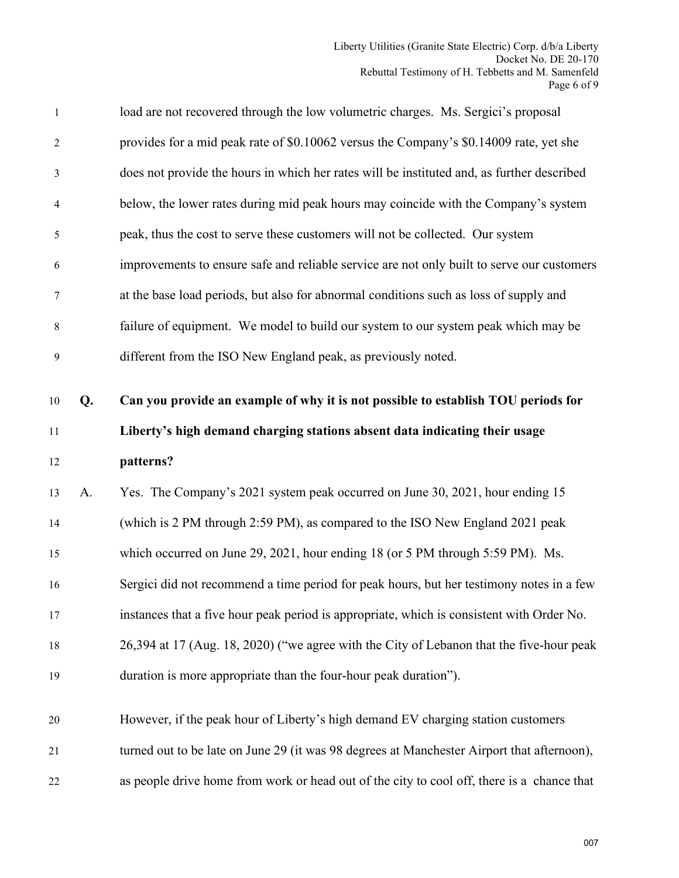load are not recovered through the low volumetric charges. Ms. Sergici's proposal provides for a mid peak rate of $0.10062 versus the Company's $0.14009 rate, yet she does not provide the hours in which her rates will be instituted and, as further described below, the lower rates during mid peak hours may coincide with the Company's system peak, thus the cost to serve these customers will not be collected. Our system improvements to ensure safe and reliable service are not only built to serve our customers at the base load periods, but also for abnormal conditions such as loss of supply and failure of equipment. We model to build our system to our system peak which may be different from the ISO New England peak, as previously noted.

**Q. Can you provide an example of why it is not possible to establish TOU periods for Liberty's high demand charging stations absent data indicating their usage patterns?**

A. Yes. The Company's 2021 system peak occurred on June 30, 2021, hour ending 15 (which is 2 PM through 2:59 PM), as compared to the ISO New England 2021 peak which occurred on June 29, 2021, hour ending 18 (or 5 PM through 5:59 PM). Ms. Sergici did not recommend a time period for peak hours, but her testimony notes in a few instances that a five hour peak period is appropriate, which is consistent with Order No. 26,394 at 17 (Aug. 18, 2020) ("we agree with the City of Lebanon that the five-hour peak duration is more appropriate than the four-hour peak duration").

However, if the peak hour of Liberty's high demand EV charging station customers turned out to be late on June 29 (it was 98 degrees at Manchester Airport that afternoon), as people drive home from work or head out of the city to cool off, there is a chance that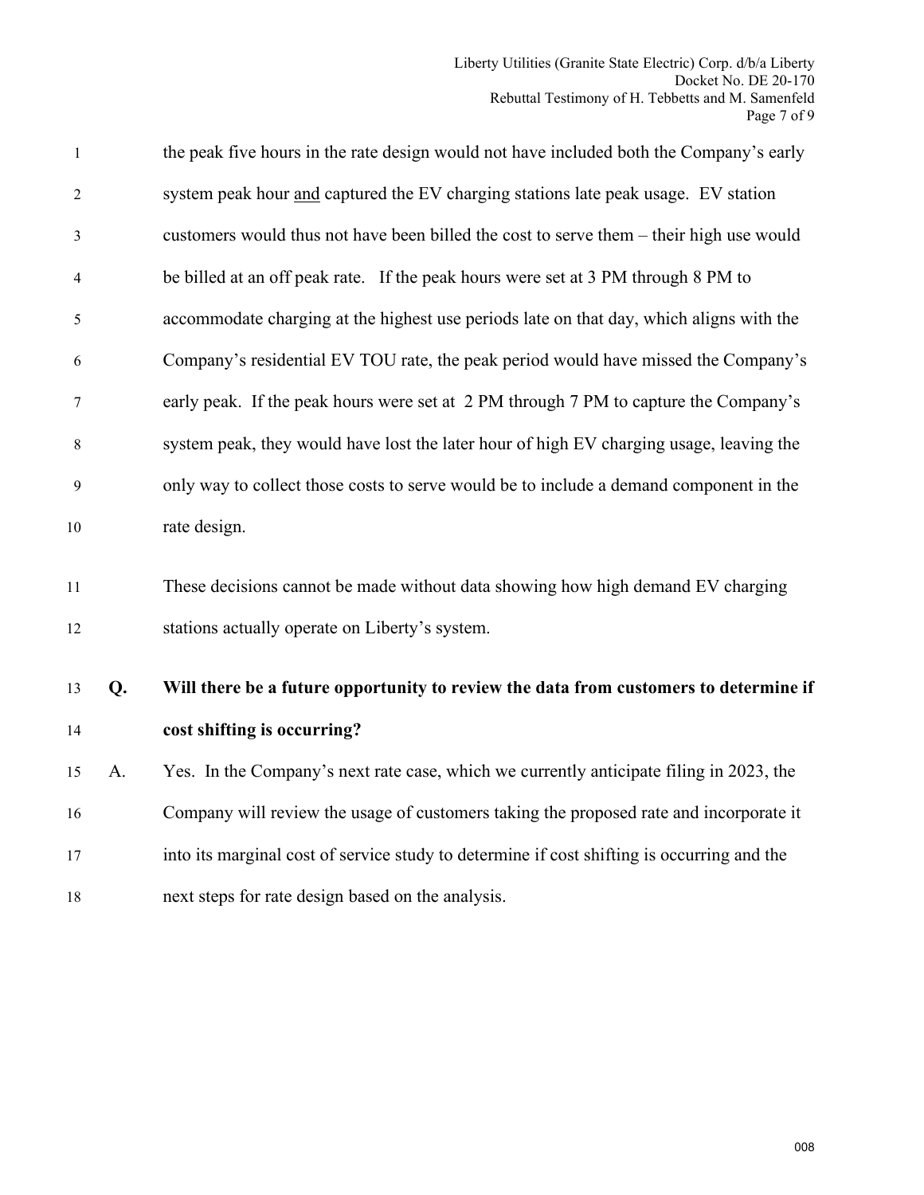the peak five hours in the rate design would not have included both the Company's early system peak hour <u>and</u> captured the EV charging stations late peak usage. EV station customers would thus not have been billed the cost to serve them – their high use would be billed at an off peak rate. If the peak hours were set at 3 PM through 8 PM to accommodate charging at the highest use periods late on that day, which aligns with the Company's residential EV TOU rate, the peak period would have missed the Company's early peak. If the peak hours were set at 2 PM through 7 PM to capture the Company's system peak, they would have lost the later hour of high EV charging usage, leaving the only way to collect those costs to serve would be to include a demand component in the rate design.

These decisions cannot be made without data showing how high demand EV charging stations actually operate on Liberty's system.

**Q. Will there be a future opportunity to review the data from customers to determine if cost shifting is occurring?**

A. Yes. In the Company's next rate case, which we currently anticipate filing in 2023, the Company will review the usage of customers taking the proposed rate and incorporate it into its marginal cost of service study to determine if cost shifting is occurring and the next steps for rate design based on the analysis.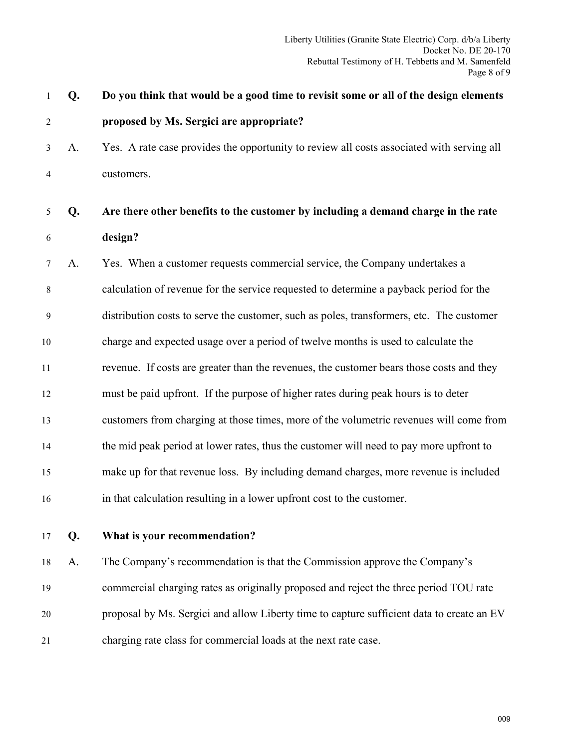**Q. Do you think that would be a good time to revisit some or all of the design elements proposed by Ms. Sergici are appropriate?**

A. Yes. A rate case provides the opportunity to review all costs associated with serving all customers.

**Q. Are there other benefits to the customer by including a demand charge in the rate design?**

A. Yes. When a customer requests commercial service, the Company undertakes a calculation of revenue for the service requested to determine a payback period for the distribution costs to serve the customer, such as poles, transformers, etc. The customer charge and expected usage over a period of twelve months is used to calculate the revenue. If costs are greater than the revenues, the customer bears those costs and they must be paid upfront. If the purpose of higher rates during peak hours is to deter customers from charging at those times, more of the volumetric revenues will come from the mid peak period at lower rates, thus the customer will need to pay more upfront to make up for that revenue loss. By including demand charges, more revenue is included in that calculation resulting in a lower upfront cost to the customer.

**Q. What is your recommendation?**

A. The Company's recommendation is that the Commission approve the Company's commercial charging rates as originally proposed and reject the three period TOU rate proposal by Ms. Sergici and allow Liberty time to capture sufficient data to create an EV charging rate class for commercial loads at the next rate case.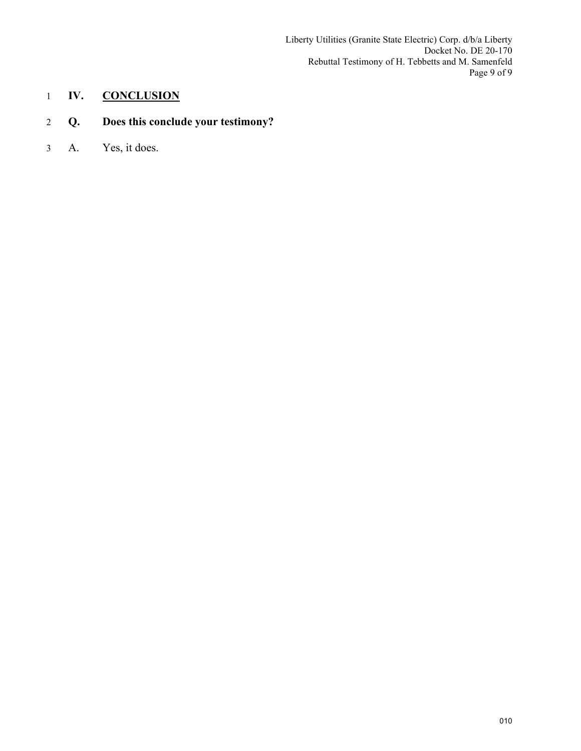## IV. CONCLUSION

**Q. Does this conclude your testimony?**

A. Yes, it does.